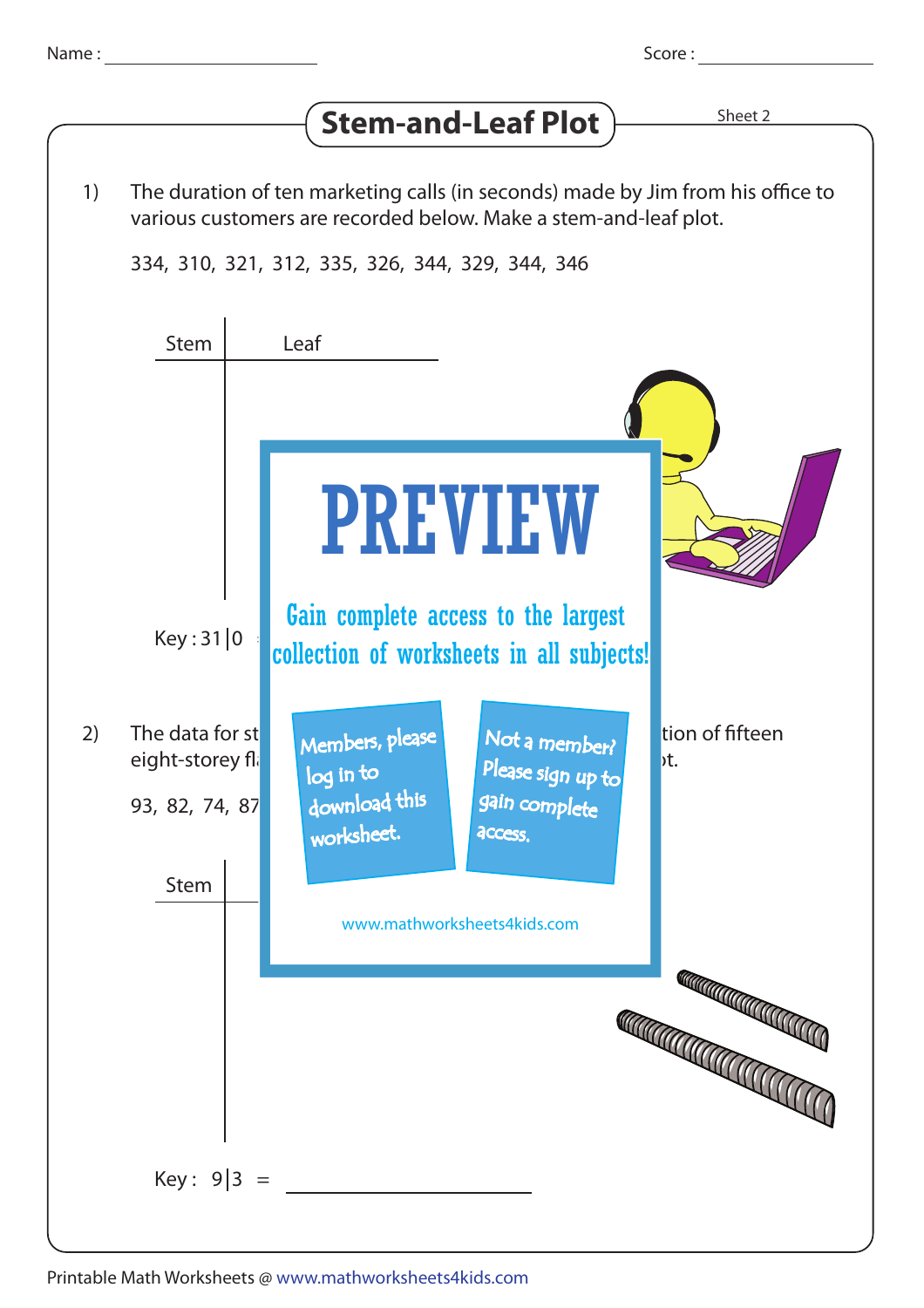Name : ____________________ Score : ____________________

# Stem-and-Leaf Plot

Sheet 2

1) The duration of ten marketing calls (in seconds) made by Jim from his office to various customers are recorded below. Make a stem-and-leaf plot.

334, 310, 321, 312, 335, 326, 344, 329, 344, 346

| Stem | Leaf |
|---|---|
| | |

Key : 31|0

PREVIEW

Gain complete access to the largest collection of worksheets in all subjects!

Members, please log in to download this worksheet.

Not a member? Please sign up to gain complete access.

www.mathworksheets4kids.com

2) The data for st... tion of fifteen eight-storey fl... t.

93, 82, 74, 87

| Stem | Leaf |
|---|---|
| | |

Key : 9|3 = ____________________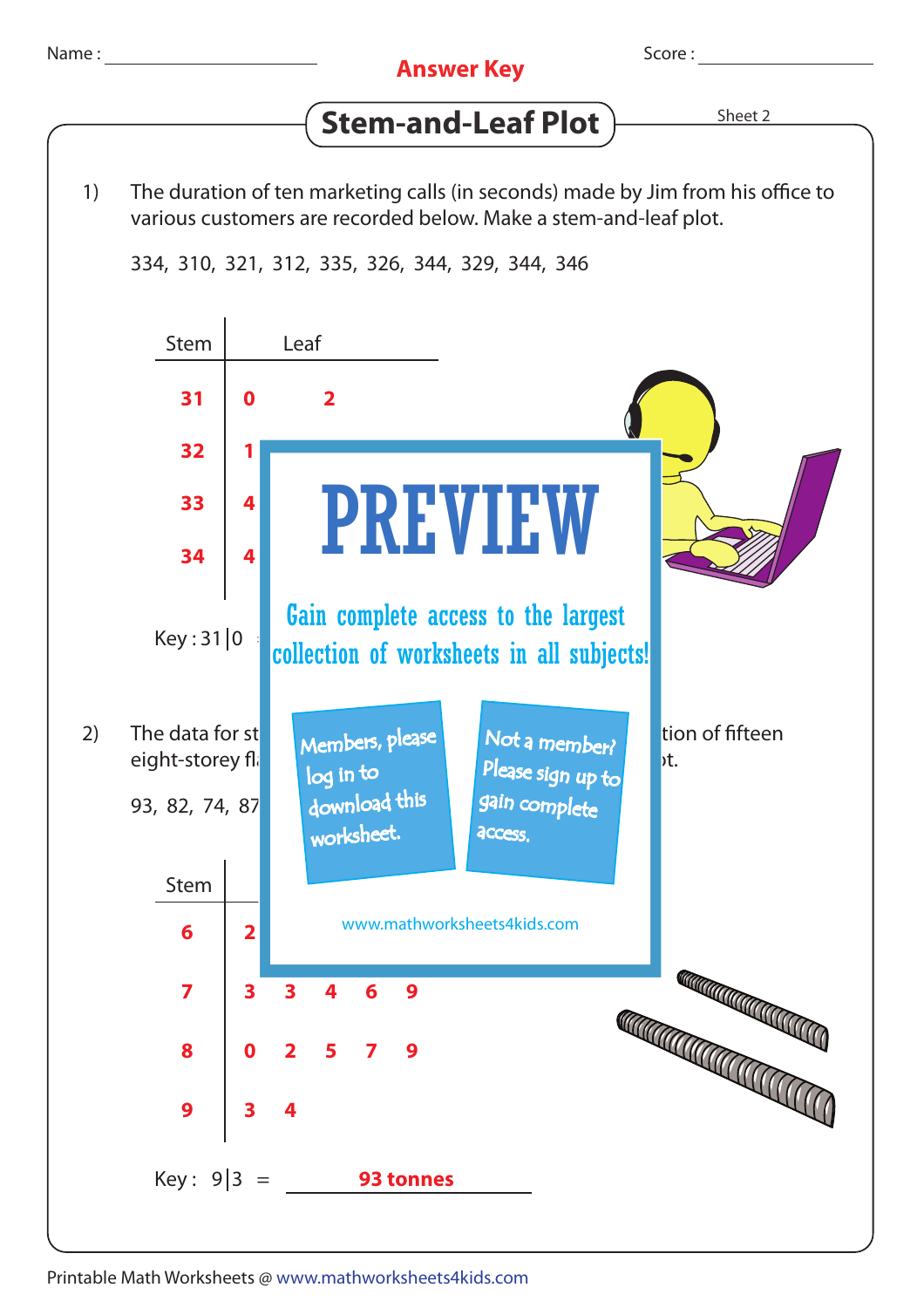Name : ______________________  **Answer Key**  Score : ______________________

# Stem-and-Leaf Plot

Sheet 2

1) The duration of ten marketing calls (in seconds) made by Jim from his office to various customers are recorded below. Make a stem-and-leaf plot.

334, 310, 321, 312, 335, 326, 344, 329, 344, 346

| Stem | Leaf | |
|---|---|---|
| **31** | **0** | **2** |
| **32** | **1** | |
| **33** | **4** | |
| **34** | **4** | |

Key : 31|0

**PREVIEW**

Gain complete access to the largest collection of worksheets in all subjects!

Members, please log in to download this worksheet.

Not a member? Please sign up to gain complete access.

www.mathworksheets4kids.com

2) The data for st ... tion of fifteen eight-storey fl ... t.

93, 82, 74, 87 ...

| Stem | Leaf | | | | |
|---|---|---|---|---|---|
| **6** | **2** | | | | |
| **7** | **3** | **3** | **4** | **6** | **9** |
| **8** | **0** | **2** | **5** | **7** | **9** |
| **9** | **3** | **4** | | | |

Key : 9|3 = **93 tonnes**